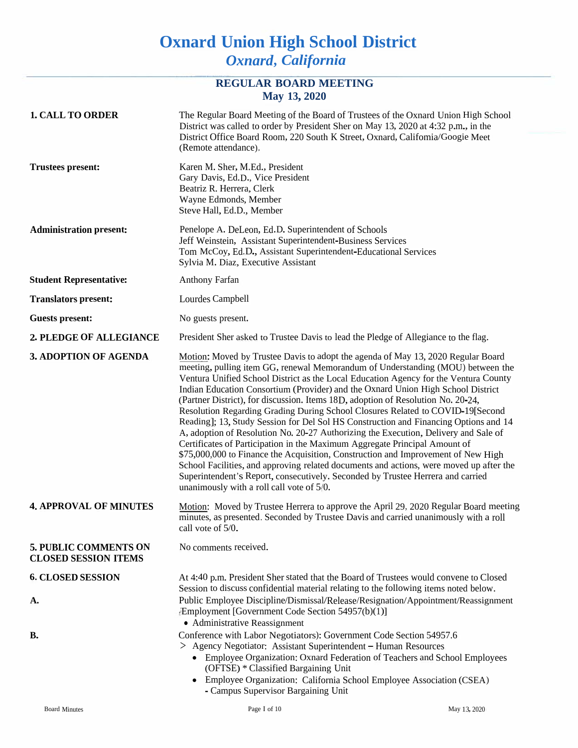# Oxnard Union High School District

## *Oxnard, California*

### REGULAR BOARD MEETING
### May 13, 2020

**1. CALL TO ORDER**

The Regular Board Meeting of the Board of Trustees of the Oxnard Union High School District was called to order by President Sher on May 13, 2020 at 4:32 p.m., in the District Office Board Room, 220 South K Street, Oxnard, California/Google Meet (Remote attendance).

**Trustees present:**

Karen M. Sher, M.Ed., President
Gary Davis, Ed.D., Vice President
Beatriz R. Herrera, Clerk
Wayne Edmonds, Member
Steve Hall, Ed.D., Member

**Administration present:**

Penelope A. DeLeon, Ed.D. Superintendent of Schools
Jeff Weinstein, Assistant Superintendent-Business Services
Tom McCoy, Ed.D., Assistant Superintendent-Educational Services
Sylvia M. Diaz, Executive Assistant

**Student Representative:** Anthony Farfan

**Translators present:** Lourdes Campbell

**Guests present:** No guests present.

**2. PLEDGE OF ALLEGIANCE**

President Sher asked to Trustee Davis to lead the Pledge of Allegiance to the flag.

**3. ADOPTION OF AGENDA**

Motion: Moved by Trustee Davis to adopt the agenda of May 13, 2020 Regular Board meeting, pulling item GG, renewal Memorandum of Understanding (MOU) between the Ventura Unified School District as the Local Education Agency for the Ventura County Indian Education Consortium (Provider) and the Oxnard Union High School District (Partner District), for discussion. Items 18D, adoption of Resolution No. 20-24, Resolution Regarding Grading During School Closures Related to COVID-19[Second Reading]; 13, Study Session for Del Sol HS Construction and Financing Options and 14 A, adoption of Resolution No. 20-27 Authorizing the Execution, Delivery and Sale of Certificates of Participation in the Maximum Aggregate Principal Amount of $75,000,000 to Finance the Acquisition, Construction and Improvement of New High School Facilities, and approving related documents and actions, were moved up after the Superintendent's Report, consecutively. Seconded by Trustee Herrera and carried unanimously with a roll call vote of 5/0.

**4. APPROVAL OF MINUTES**

Motion: Moved by Trustee Herrera to approve the April 29, 2020 Regular Board meeting minutes, as presented. Seconded by Trustee Davis and carried unanimously with a roll call vote of 5/0.

**5. PUBLIC COMMENTS ON CLOSED SESSION ITEMS**

No comments received.

**6. CLOSED SESSION**

At 4:40 p.m. President Sher stated that the Board of Trustees would convene to Closed Session to discuss confidential material relating to the following items noted below.

**A.** Public Employee Discipline/Dismissal/Release/Resignation/Appointment/Reassignment Employment [Government Code Section 54957(b)(1)]

- Administrative Reassignment

**B.** Conference with Labor Negotiators): Government Code Section 54957.6

> Agency Negotiator: Assistant Superintendent – Human Resources

- Employee Organization: Oxnard Federation of Teachers and School Employees (OFTSE) * Classified Bargaining Unit
- Employee Organization: California School Employee Association (CSEA) - Campus Supervisor Bargaining Unit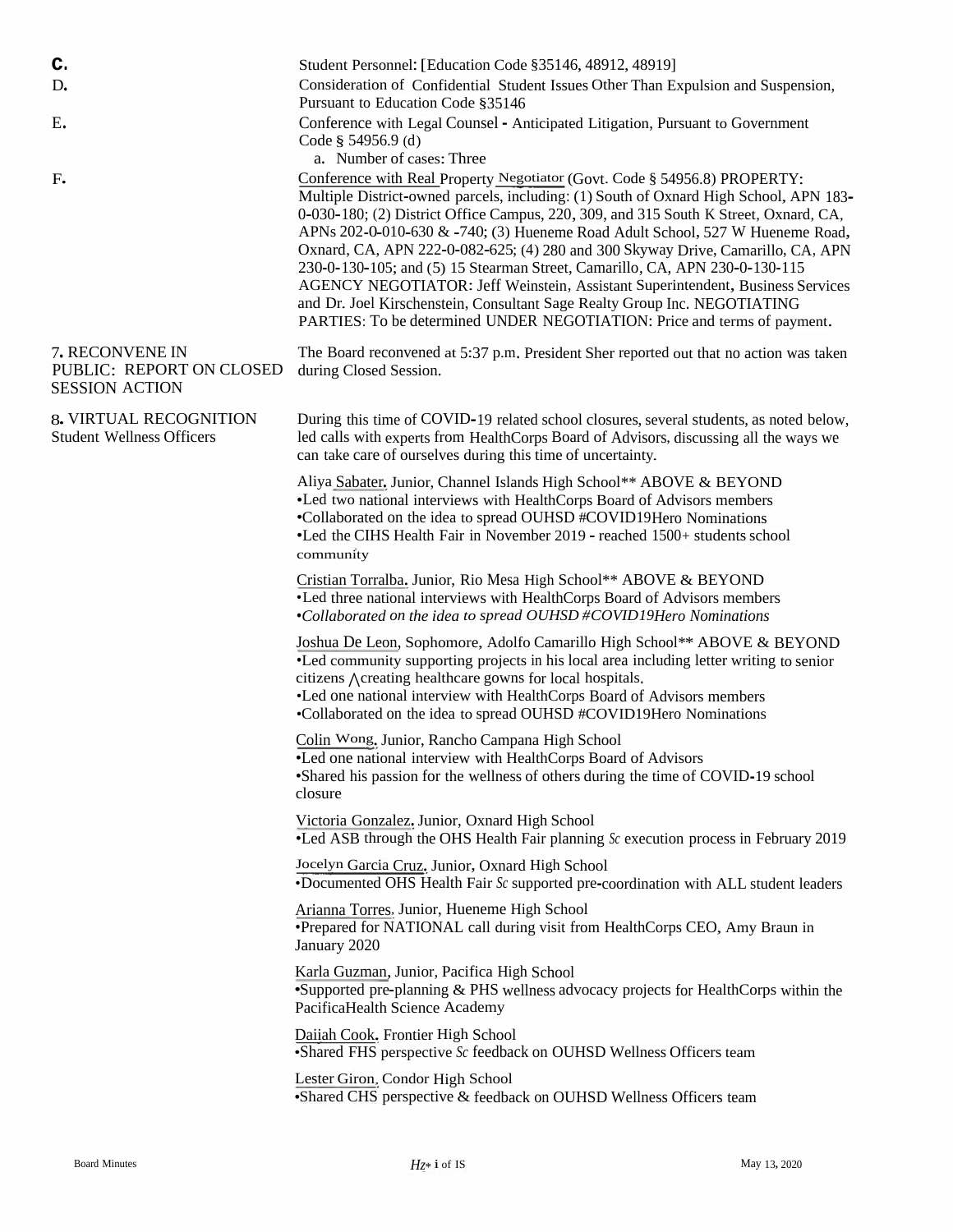C. Student Personnel: [Education Code §35146, 48912, 48919]

D. Consideration of Confidential Student Issues Other Than Expulsion and Suspension, Pursuant to Education Code §35146

E. Conference with Legal Counsel - Anticipated Litigation, Pursuant to Government Code § 54956.9 (d)

a. Number of cases: Three

F. Conference with Real Property Negotiator (Govt. Code § 54956.8) PROPERTY: Multiple District-owned parcels, including: (1) South of Oxnard High School, APN 183-0-030-180; (2) District Office Campus, 220, 309, and 315 South K Street, Oxnard, CA, APNs 202-0-010-630 & -740; (3) Hueneme Road Adult School, 527 W Hueneme Road, Oxnard, CA, APN 222-0-082-625; (4) 280 and 300 Skyway Drive, Camarillo, CA, APN 230-0-130-105; and (5) 15 Stearman Street, Camarillo, CA, APN 230-0-130-115 AGENCY NEGOTIATOR: Jeff Weinstein, Assistant Superintendent, Business Services and Dr. Joel Kirschenstein, Consultant Sage Realty Group Inc. NEGOTIATING PARTIES: To be determined UNDER NEGOTIATION: Price and terms of payment.

**7. RECONVENE IN PUBLIC: REPORT ON CLOSED SESSION ACTION**

The Board reconvened at 5:37 p.m. President Sher reported out that no action was taken during Closed Session.

**8. VIRTUAL RECOGNITION**
**Student Wellness Officers**

During this time of COVID-19 related school closures, several students, as noted below, led calls with experts from HealthCorps Board of Advisors, discussing all the ways we can take care of ourselves during this time of uncertainty.

Aliya Sabater, Junior, Channel Islands High School** ABOVE & BEYOND
- Led two national interviews with HealthCorps Board of Advisors members
- Collaborated on the idea to spread OUHSD #COVID19Hero Nominations
- Led the CIHS Health Fair in November 2019 - reached 1500+ students school community

Cristian Torralba, Junior, Rio Mesa High School** ABOVE & BEYOND
- Led three national interviews with HealthCorps Board of Advisors members
- *Collaborated on the idea to spread OUHSD #COVID19Hero Nominations*

Joshua De Leon, Sophomore, Adolfo Camarillo High School** ABOVE & BEYOND
- Led community supporting projects in his local area including letter writing to senior citizens ^ creating healthcare gowns for local hospitals.
- Led one national interview with HealthCorps Board of Advisors members
- Collaborated on the idea to spread OUHSD #COVID19Hero Nominations

Colin Wong, Junior, Rancho Campana High School
- Led one national interview with HealthCorps Board of Advisors
- Shared his passion for the wellness of others during the time of COVID-19 school closure

Victoria Gonzalez, Junior, Oxnard High School
- Led ASB through the OHS Health Fair planning & execution process in February 2019

Jocelyn Garcia Cruz, Junior, Oxnard High School
- Documented OHS Health Fair & supported pre-coordination with ALL student leaders

Arianna Torres, Junior, Hueneme High School
- Prepared for NATIONAL call during visit from HealthCorps CEO, Amy Braun in January 2020

Karla Guzman, Junior, Pacifica High School
- Supported pre-planning & PHS wellness advocacy projects for HealthCorps within the PacificaHealth Science Academy

Daijah Cook, Frontier High School
- Shared FHS perspective & feedback on OUHSD Wellness Officers team

Lester Giron, Condor High School
- Shared CHS perspective & feedback on OUHSD Wellness Officers team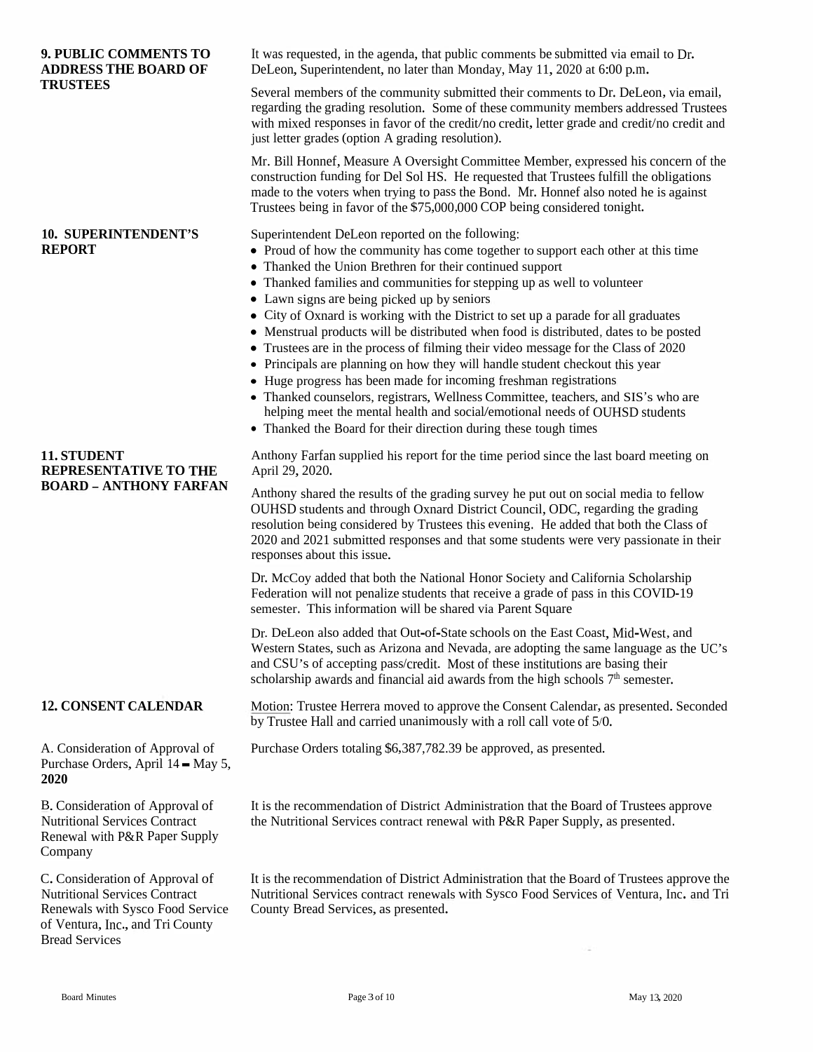**9. PUBLIC COMMENTS TO ADDRESS THE BOARD OF TRUSTEES**

It was requested, in the agenda, that public comments be submitted via email to Dr. DeLeon, Superintendent, no later than Monday, May 11, 2020 at 6:00 p.m.

Several members of the community submitted their comments to Dr. DeLeon, via email, regarding the grading resolution. Some of these community members addressed Trustees with mixed responses in favor of the credit/no credit, letter grade and credit/no credit and just letter grades (option A grading resolution).

Mr. Bill Honnef, Measure A Oversight Committee Member, expressed his concern of the construction funding for Del Sol HS. He requested that Trustees fulfill the obligations made to the voters when trying to pass the Bond. Mr. Honnef also noted he is against Trustees being in favor of the $75,000,000 COP being considered tonight.

**10. SUPERINTENDENT'S REPORT**

Superintendent DeLeon reported on the following:

- Proud of how the community has come together to support each other at this time
- Thanked the Union Brethren for their continued support
- Thanked families and communities for stepping up as well to volunteer
- Lawn signs are being picked up by seniors
- City of Oxnard is working with the District to set up a parade for all graduates
- Menstrual products will be distributed when food is distributed, dates to be posted
- Trustees are in the process of filming their video message for the Class of 2020
- Principals are planning on how they will handle student checkout this year
- Huge progress has been made for incoming freshman registrations
- Thanked counselors, registrars, Wellness Committee, teachers, and SIS's who are helping meet the mental health and social/emotional needs of OUHSD students
- Thanked the Board for their direction during these tough times

**11. STUDENT REPRESENTATIVE TO THE BOARD – ANTHONY FARFAN**

Anthony Farfan supplied his report for the time period since the last board meeting on April 29, 2020.

Anthony shared the results of the grading survey he put out on social media to fellow OUHSD students and through Oxnard District Council, ODC, regarding the grading resolution being considered by Trustees this evening. He added that both the Class of 2020 and 2021 submitted responses and that some students were very passionate in their responses about this issue.

Dr. McCoy added that both the National Honor Society and California Scholarship Federation will not penalize students that receive a grade of pass in this COVID-19 semester. This information will be shared via Parent Square

Dr. DeLeon also added that Out-of-State schools on the East Coast, Mid-West, and Western States, such as Arizona and Nevada, are adopting the same language as the UC's and CSU's of accepting pass/credit. Most of these institutions are basing their scholarship awards and financial aid awards from the high schools 7th semester.

**12. CONSENT CALENDAR**

Motion: Trustee Herrera moved to approve the Consent Calendar, as presented. Seconded by Trustee Hall and carried unanimously with a roll call vote of 5/0.

A. Consideration of Approval of Purchase Orders, April 14 – May 5, **2020**

Purchase Orders totaling $6,387,782.39 be approved, as presented.

B. Consideration of Approval of Nutritional Services Contract Renewal with P&R Paper Supply Company

It is the recommendation of District Administration that the Board of Trustees approve the Nutritional Services contract renewal with P&R Paper Supply, as presented.

C. Consideration of Approval of Nutritional Services Contract Renewals with Sysco Food Service of Ventura, Inc., and Tri County Bread Services

It is the recommendation of District Administration that the Board of Trustees approve the Nutritional Services contract renewals with Sysco Food Services of Ventura, Inc. and Tri County Bread Services, as presented.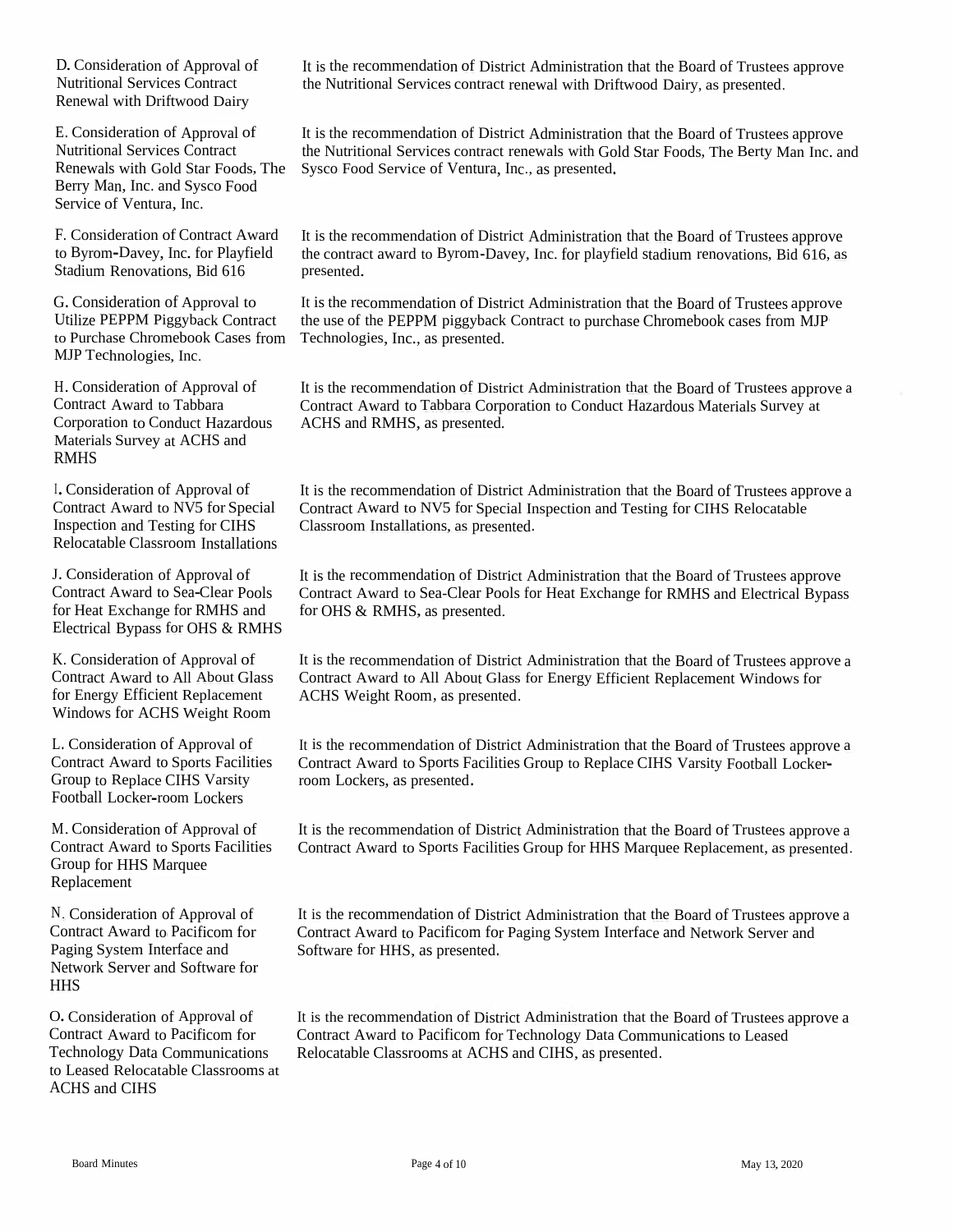D. Consideration of Approval of Nutritional Services Contract Renewal with Driftwood Dairy

It is the recommendation of District Administration that the Board of Trustees approve the Nutritional Services contract renewal with Driftwood Dairy, as presented.

E. Consideration of Approval of Nutritional Services Contract Renewals with Gold Star Foods, The Berry Man, Inc. and Sysco Food Service of Ventura, Inc.

It is the recommendation of District Administration that the Board of Trustees approve the Nutritional Services contract renewals with Gold Star Foods, The Berty Man Inc. and Sysco Food Service of Ventura, Inc., as presented.

F. Consideration of Contract Award to Byrom-Davey, Inc. for Playfield Stadium Renovations, Bid 616

It is the recommendation of District Administration that the Board of Trustees approve the contract award to Byrom-Davey, Inc. for playfield stadium renovations, Bid 616, as presented.

G. Consideration of Approval to Utilize PEPPM Piggyback Contract to Purchase Chromebook Cases from MJP Technologies, Inc.

It is the recommendation of District Administration that the Board of Trustees approve the use of the PEPPM piggyback Contract to purchase Chromebook cases from MJP Technologies, Inc., as presented.

H. Consideration of Approval of Contract Award to Tabbara Corporation to Conduct Hazardous Materials Survey at ACHS and RMHS

It is the recommendation of District Administration that the Board of Trustees approve a Contract Award to Tabbara Corporation to Conduct Hazardous Materials Survey at ACHS and RMHS, as presented.

I. Consideration of Approval of Contract Award to NV5 for Special Inspection and Testing for CIHS Relocatable Classroom Installations

It is the recommendation of District Administration that the Board of Trustees approve a Contract Award to NV5 for Special Inspection and Testing for CIHS Relocatable Classroom Installations, as presented.

J. Consideration of Approval of Contract Award to Sea-Clear Pools for Heat Exchange for RMHS and Electrical Bypass for OHS & RMHS

It is the recommendation of District Administration that the Board of Trustees approve Contract Award to Sea-Clear Pools for Heat Exchange for RMHS and Electrical Bypass for OHS & RMHS, as presented.

K. Consideration of Approval of Contract Award to All About Glass for Energy Efficient Replacement Windows for ACHS Weight Room

It is the recommendation of District Administration that the Board of Trustees approve a Contract Award to All About Glass for Energy Efficient Replacement Windows for ACHS Weight Room, as presented.

L. Consideration of Approval of Contract Award to Sports Facilities Group to Replace CIHS Varsity Football Locker-room Lockers

It is the recommendation of District Administration that the Board of Trustees approve a Contract Award to Sports Facilities Group to Replace CIHS Varsity Football Locker-room Lockers, as presented.

M. Consideration of Approval of Contract Award to Sports Facilities Group for HHS Marquee Replacement

It is the recommendation of District Administration that the Board of Trustees approve a Contract Award to Sports Facilities Group for HHS Marquee Replacement, as presented.

N. Consideration of Approval of Contract Award to Pacificom for Paging System Interface and Network Server and Software for HHS

It is the recommendation of District Administration that the Board of Trustees approve a Contract Award to Pacificom for Paging System Interface and Network Server and Software for HHS, as presented.

O. Consideration of Approval of Contract Award to Pacificom for Technology Data Communications to Leased Relocatable Classrooms at ACHS and CIHS

It is the recommendation of District Administration that the Board of Trustees approve a Contract Award to Pacificom for Technology Data Communications to Leased Relocatable Classrooms at ACHS and CIHS, as presented.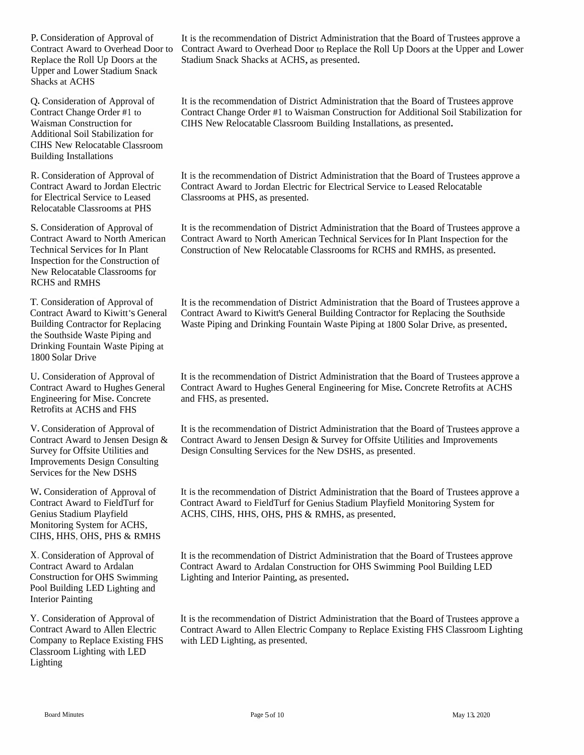| | |
|---|---|
| P. Consideration of Approval of Contract Award to Overhead Door to Replace the Roll Up Doors at the Upper and Lower Stadium Snack Shacks at ACHS | It is the recommendation of District Administration that the Board of Trustees approve a Contract Award to Overhead Door to Replace the Roll Up Doors at the Upper and Lower Stadium Snack Shacks at ACHS, as presented. |
| Q. Consideration of Approval of Contract Change Order #1 to Waisman Construction for Additional Soil Stabilization for CIHS New Relocatable Classroom Building Installations | It is the recommendation of District Administration that the Board of Trustees approve Contract Change Order #1 to Waisman Construction for Additional Soil Stabilization for CIHS New Relocatable Classroom Building Installations, as presented. |
| R. Consideration of Approval of Contract Award to Jordan Electric for Electrical Service to Leased Relocatable Classrooms at PHS | It is the recommendation of District Administration that the Board of Trustees approve a Contract Award to Jordan Electric for Electrical Service to Leased Relocatable Classrooms at PHS, as presented. |
| S. Consideration of Approval of Contract Award to North American Technical Services for In Plant Inspection for the Construction of New Relocatable Classrooms for RCHS and RMHS | It is the recommendation of District Administration that the Board of Trustees approve a Contract Award to North American Technical Services for In Plant Inspection for the Construction of New Relocatable Classrooms for RCHS and RMHS, as presented. |
| T. Consideration of Approval of Contract Award to Kiwitt's General Building Contractor for Replacing the Southside Waste Piping and Drinking Fountain Waste Piping at 1800 Solar Drive | It is the recommendation of District Administration that the Board of Trustees approve a Contract Award to Kiwitt's General Building Contractor for Replacing the Southside Waste Piping and Drinking Fountain Waste Piping at 1800 Solar Drive, as presented. |
| U. Consideration of Approval of Contract Award to Hughes General Engineering for Mise. Concrete Retrofits at ACHS and FHS | It is the recommendation of District Administration that the Board of Trustees approve a Contract Award to Hughes General Engineering for Mise. Concrete Retrofits at ACHS and FHS, as presented. |
| V. Consideration of Approval of Contract Award to Jensen Design & Survey for Offsite Utilities and Improvements Design Consulting Services for the New DSHS | It is the recommendation of District Administration that the Board of Trustees approve a Contract Award to Jensen Design & Survey for Offsite Utilities and Improvements Design Consulting Services for the New DSHS, as presented. |
| W. Consideration of Approval of Contract Award to FieldTurf for Genius Stadium Playfield Monitoring System for ACHS, CIHS, HHS, OHS, PHS & RMHS | It is the recommendation of District Administration that the Board of Trustees approve a Contract Award to FieldTurf for Genius Stadium Playfield Monitoring System for ACHS, CIHS, HHS, OHS, PHS & RMHS, as presented. |
| X. Consideration of Approval of Contract Award to Ardalan Construction for OHS Swimming Pool Building LED Lighting and Interior Painting | It is the recommendation of District Administration that the Board of Trustees approve Contract Award to Ardalan Construction for OHS Swimming Pool Building LED Lighting and Interior Painting, as presented. |
| Y. Consideration of Approval of Contract Award to Allen Electric Company to Replace Existing FHS Classroom Lighting with LED Lighting | It is the recommendation of District Administration that the Board of Trustees approve a Contract Award to Allen Electric Company to Replace Existing FHS Classroom Lighting with LED Lighting, as presented. |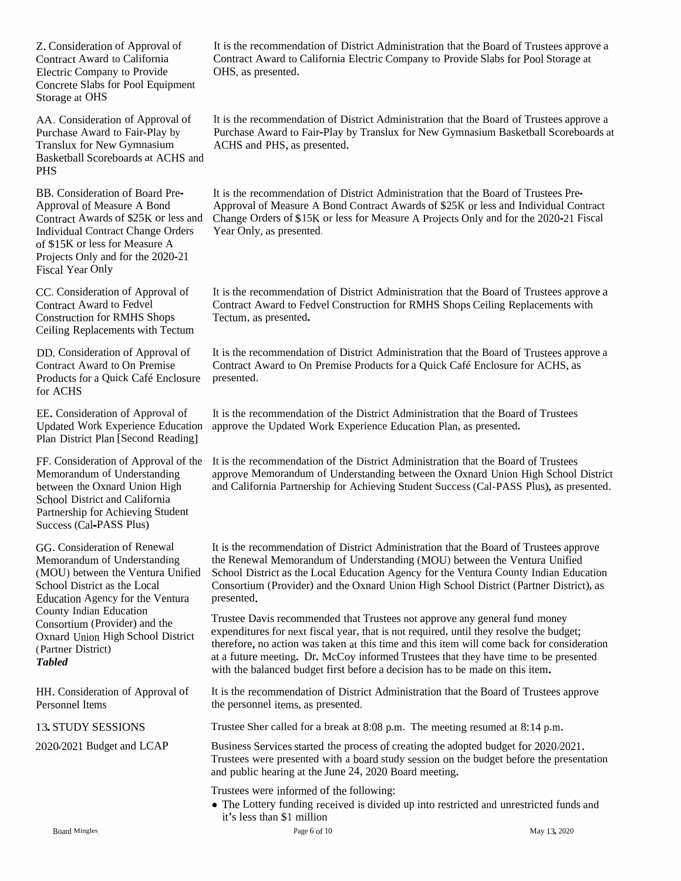| | |
|---|---|
| Z. Consideration of Approval of Contract Award to California Electric Company to Provide Concrete Slabs for Pool Equipment Storage at OHS | It is the recommendation of District Administration that the Board of Trustees approve a Contract Award to California Electric Company to Provide Slabs for Pool Storage at OHS, as presented. |
| AA. Consideration of Approval of Purchase Award to Fair-Play by Translux for New Gymnasium Basketball Scoreboards at ACHS and PHS | It is the recommendation of District Administration that the Board of Trustees approve a Purchase Award to Fair-Play by Translux for New Gymnasium Basketball Scoreboards at ACHS and PHS, as presented. |
| BB. Consideration of Board Pre-Approval of Measure A Bond Contract Awards of $25K or less and Individual Contract Change Orders of $15K or less for Measure A Projects Only and for the 2020-21 Fiscal Year Only | It is the recommendation of District Administration that the Board of Trustees Pre-Approval of Measure A Bond Contract Awards of $25K or less and Individual Contract Change Orders of $15K or less for Measure A Projects Only and for the 2020-21 Fiscal Year Only, as presented. |
| CC. Consideration of Approval of Contract Award to Fedvel Construction for RMHS Shops Ceiling Replacements with Tectum | It is the recommendation of District Administration that the Board of Trustees approve a Contract Award to Fedvel Construction for RMHS Shops Ceiling Replacements with Tectum, as presented. |
| DD. Consideration of Approval of Contract Award to On Premise Products for a Quick Café Enclosure for ACHS | It is the recommendation of District Administration that the Board of Trustees approve a Contract Award to On Premise Products for a Quick Café Enclosure for ACHS, as presented. |
| EE. Consideration of Approval of Updated Work Experience Education Plan District Plan [Second Reading] | It is the recommendation of the District Administration that the Board of Trustees approve the Updated Work Experience Education Plan, as presented. |
| FF. Consideration of Approval of the Memorandum of Understanding between the Oxnard Union High School District and California Partnership for Achieving Student Success (Cal-PASS Plus) | It is the recommendation of the District Administration that the Board of Trustees approve Memorandum of Understanding between the Oxnard Union High School District and California Partnership for Achieving Student Success (Cal-PASS Plus), as presented. |
| GG. Consideration of Renewal Memorandum of Understanding (MOU) between the Ventura Unified School District as the Local Education Agency for the Ventura County Indian Education Consortium (Provider) and the Oxnard Union High School District (Partner District) ***Tabled*** | It is the recommendation of District Administration that the Board of Trustees approve the Renewal Memorandum of Understanding (MOU) between the Ventura Unified School District as the Local Education Agency for the Ventura County Indian Education Consortium (Provider) and the Oxnard Union High School District (Partner District), as presented.<br><br>Trustee Davis recommended that Trustees not approve any general fund money expenditures for next fiscal year, that is not required, until they resolve the budget; therefore, no action was taken at this time and this item will come back for consideration at a future meeting. Dr. McCoy informed Trustees that they have time to be presented with the balanced budget first before a decision has to be made on this item. |
| HH. Consideration of Approval of Personnel Items | It is the recommendation of District Administration that the Board of Trustees approve the personnel items, as presented. |
| 13. STUDY SESSIONS | Trustee Sher called for a break at 8:08 p.m. The meeting resumed at 8:14 p.m. |
| 2020/2021 Budget and LCAP | Business Services started the process of creating the adopted budget for 2020/2021. Trustees were presented with a board study session on the budget before the presentation and public hearing at the June 24, 2020 Board meeting.<br><br>Trustees were informed of the following:<br>• The Lottery funding received is divided up into restricted and unrestricted funds and it's less than $1 million |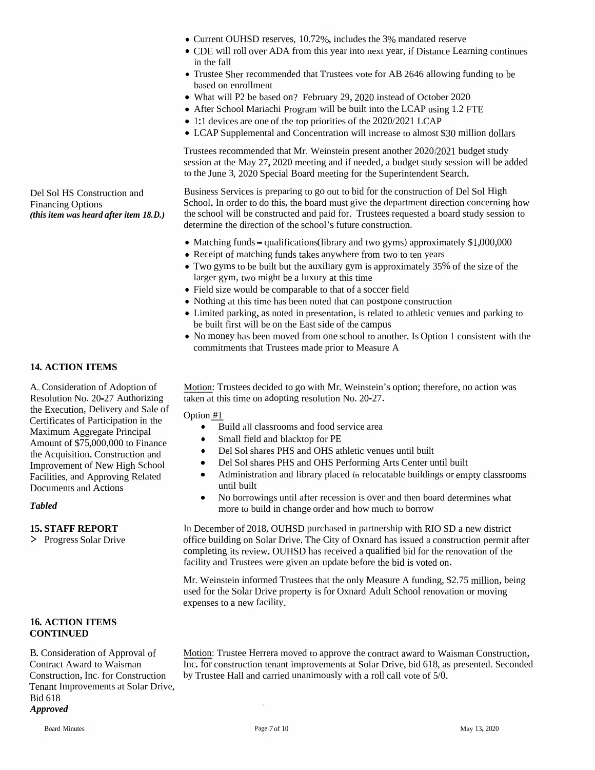- Current OUHSD reserves, 10.72%, includes the 3% mandated reserve
- CDE will roll over ADA from this year into next year, if Distance Learning continues in the fall
- Trustee Sher recommended that Trustees vote for AB 2646 allowing funding to be based on enrollment
- What will P2 be based on? February 29, 2020 instead of October 2020
- After School Mariachi Program will be built into the LCAP using 1.2 FTE
- 1:1 devices are one of the top priorities of the 2020/2021 LCAP
- LCAP Supplemental and Concentration will increase to almost $30 million dollars

Trustees recommended that Mr. Weinstein present another 2020/2021 budget study session at the May 27, 2020 meeting and if needed, a budget study session will be added to the June 3, 2020 Special Board meeting for the Superintendent Search.

Del Sol HS Construction and Financing Options
***(this item was heard after item 18.D.)***

Business Services is preparing to go out to bid for the construction of Del Sol High School. In order to do this, the board must give the department direction concerning how the school will be constructed and paid for. Trustees requested a board study session to determine the direction of the school's future construction.

- Matching funds – qualifications(library and two gyms) approximately $1,000,000
- Receipt of matching funds takes anywhere from two to ten years
- Two gyms to be built but the auxiliary gym is approximately 35% of the size of the larger gym, two might be a luxury at this time
- Field size would be comparable to that of a soccer field
- Nothing at this time has been noted that can postpone construction
- Limited parking, as noted in presentation, is related to athletic venues and parking to be built first will be on the East side of the campus
- No money has been moved from one school to another. Is Option 1 consistent with the commitments that Trustees made prior to Measure A

## 14. ACTION ITEMS

A. Consideration of Adoption of Resolution No. 20-27 Authorizing the Execution, Delivery and Sale of Certificates of Participation in the Maximum Aggregate Principal Amount of $75,000,000 to Finance the Acquisition, Construction and Improvement of New High School Facilities, and Approving Related Documents and Actions

***Tabled***

Motion: Trustees decided to go with Mr. Weinstein's option; therefore, no action was taken at this time on adopting resolution No. 20-27.

Option #1

- Build all classrooms and food service area
- Small field and blacktop for PE
- Del Sol shares PHS and OHS athletic venues until built
- Del Sol shares PHS and OHS Performing Arts Center until built
- Administration and library placed in relocatable buildings or empty classrooms until built
- No borrowings until after recession is over and then board determines what more to build in change order and how much to borrow

## 15. STAFF REPORT

> Progress Solar Drive

In December of 2018, OUHSD purchased in partnership with RIO SD a new district office building on Solar Drive. The City of Oxnard has issued a construction permit after completing its review. OUHSD has received a qualified bid for the renovation of the facility and Trustees were given an update before the bid is voted on.

Mr. Weinstein informed Trustees that the only Measure A funding, $2.75 million, being used for the Solar Drive property is for Oxnard Adult School renovation or moving expenses to a new facility.

## 16. ACTION ITEMS CONTINUED

B. Consideration of Approval of Contract Award to Waisman Construction, Inc. for Construction Tenant Improvements at Solar Drive, Bid 618
***Approved***

Motion: Trustee Herrera moved to approve the contract award to Waisman Construction, Inc. for construction tenant improvements at Solar Drive, bid 618, as presented. Seconded by Trustee Hall and carried unanimously with a roll call vote of 5/0.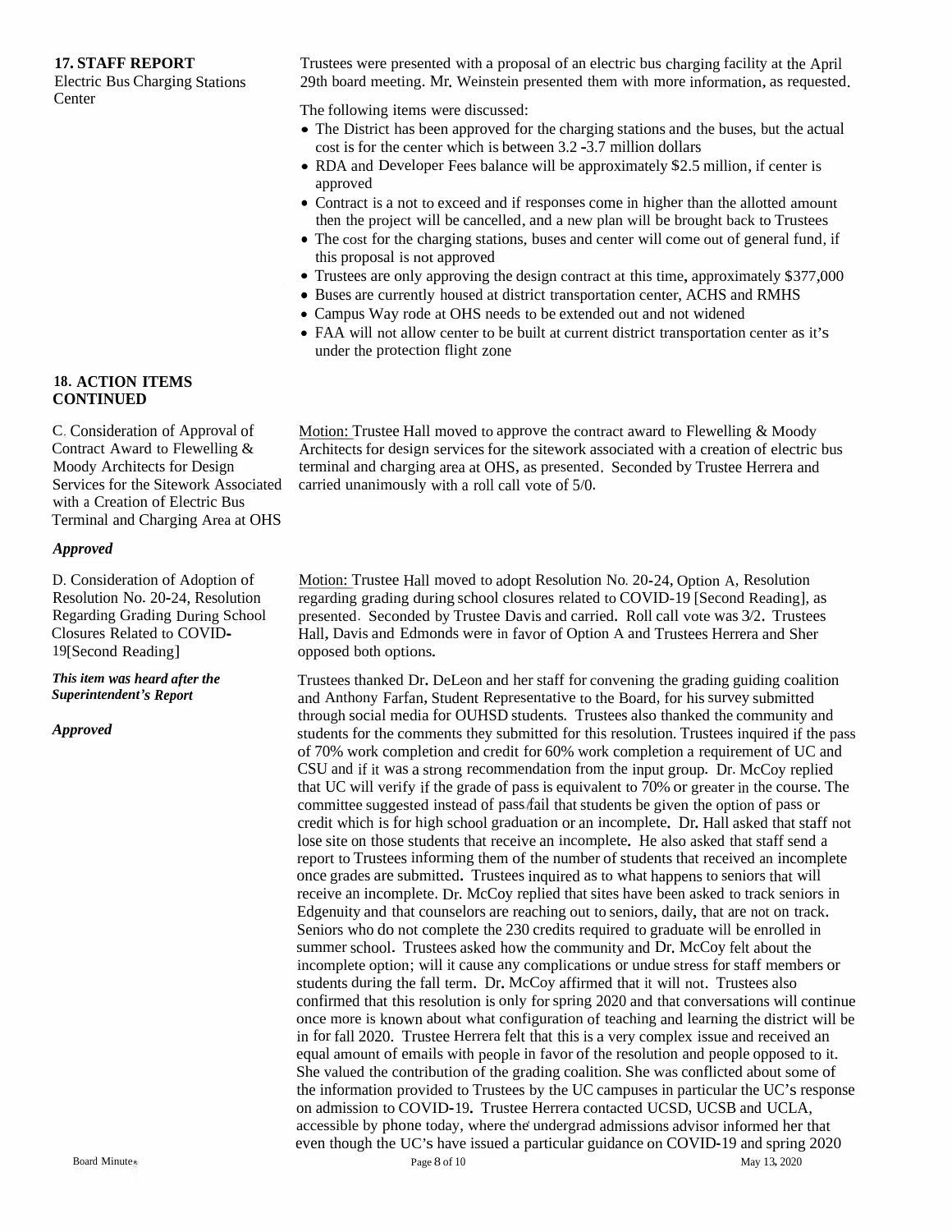**17. STAFF REPORT**
Electric Bus Charging Stations Center

Trustees were presented with a proposal of an electric bus charging facility at the April 29th board meeting. Mr. Weinstein presented them with more information, as requested.

The following items were discussed:

- The District has been approved for the charging stations and the buses, but the actual cost is for the center which is between 3.2 -3.7 million dollars
- RDA and Developer Fees balance will be approximately $2.5 million, if center is approved
- Contract is a not to exceed and if responses come in higher than the allotted amount then the project will be cancelled, and a new plan will be brought back to Trustees
- The cost for the charging stations, buses and center will come out of general fund, if this proposal is not approved
- Trustees are only approving the design contract at this time, approximately $377,000
- Buses are currently housed at district transportation center, ACHS and RMHS
- Campus Way rode at OHS needs to be extended out and not widened
- FAA will not allow center to be built at current district transportation center as it's under the protection flight zone

**18. ACTION ITEMS CONTINUED**

C. Consideration of Approval of Contract Award to Flewelling & Moody Architects for Design Services for the Sitework Associated with a Creation of Electric Bus Terminal and Charging Area at OHS

***Approved***

Motion: Trustee Hall moved to approve the contract award to Flewelling & Moody Architects for design services for the sitework associated with a creation of electric bus terminal and charging area at OHS, as presented. Seconded by Trustee Herrera and carried unanimously with a roll call vote of 5/0.

D. Consideration of Adoption of Resolution No. 20-24, Resolution Regarding Grading During School Closures Related to COVID-19[Second Reading]

***This item was heard after the Superintendent's Report***

***Approved***

Motion: Trustee Hall moved to adopt Resolution No. 20-24, Option A, Resolution regarding grading during school closures related to COVID-19 [Second Reading], as presented. Seconded by Trustee Davis and carried. Roll call vote was 3/2. Trustees Hall, Davis and Edmonds were in favor of Option A and Trustees Herrera and Sher opposed both options.

Trustees thanked Dr. DeLeon and her staff for convening the grading guiding coalition and Anthony Farfan, Student Representative to the Board, for his survey submitted through social media for OUHSD students. Trustees also thanked the community and students for the comments they submitted for this resolution. Trustees inquired if the pass of 70% work completion and credit for 60% work completion a requirement of UC and CSU and if it was a strong recommendation from the input group. Dr. McCoy replied that UC will verify if the grade of pass is equivalent to 70% or greater in the course. The committee suggested instead of pass/fail that students be given the option of pass or credit which is for high school graduation or an incomplete. Dr. Hall asked that staff not lose site on those students that receive an incomplete. He also asked that staff send a report to Trustees informing them of the number of students that received an incomplete once grades are submitted. Trustees inquired as to what happens to seniors that will receive an incomplete. Dr. McCoy replied that sites have been asked to track seniors in Edgenuity and that counselors are reaching out to seniors, daily, that are not on track. Seniors who do not complete the 230 credits required to graduate will be enrolled in summer school. Trustees asked how the community and Dr. McCoy felt about the incomplete option; will it cause any complications or undue stress for staff members or students during the fall term. Dr. McCoy affirmed that it will not. Trustees also confirmed that this resolution is only for spring 2020 and that conversations will continue once more is known about what configuration of teaching and learning the district will be in for fall 2020. Trustee Herrera felt that this is a very complex issue and received an equal amount of emails with people in favor of the resolution and people opposed to it. She valued the contribution of the grading coalition. She was conflicted about some of the information provided to Trustees by the UC campuses in particular the UC's response on admission to COVID-19. Trustee Herrera contacted UCSD, UCSB and UCLA, accessible by phone today, where the undergrad admissions advisor informed her that even though the UC's have issued a particular guidance on COVID-19 and spring 2020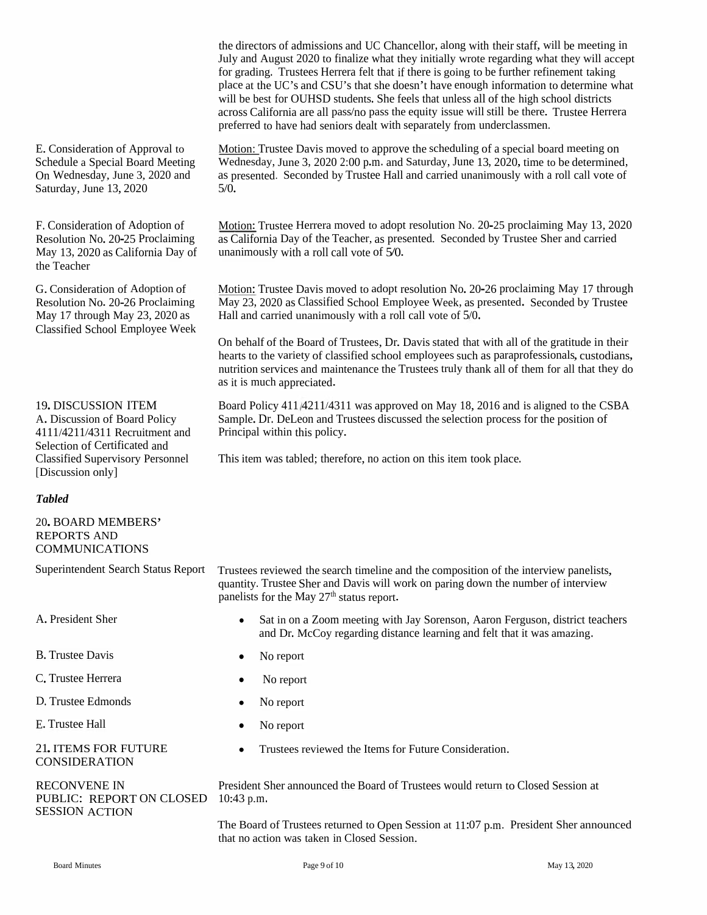the directors of admissions and UC Chancellor, along with their staff, will be meeting in July and August 2020 to finalize what they initially wrote regarding what they will accept for grading. Trustees Herrera felt that if there is going to be further refinement taking place at the UC's and CSU's that she doesn't have enough information to determine what will be best for OUHSD students. She feels that unless all of the high school districts across California are all pass/no pass the equity issue will still be there. Trustee Herrera preferred to have had seniors dealt with separately from underclassmen.

**E. Consideration of Approval to Schedule a Special Board Meeting On Wednesday, June 3, 2020 and Saturday, June 13, 2020**

Motion: Trustee Davis moved to approve the scheduling of a special board meeting on Wednesday, June 3, 2020 2:00 p.m. and Saturday, June 13, 2020, time to be determined, as presented. Seconded by Trustee Hall and carried unanimously with a roll call vote of 5/0.

**F. Consideration of Adoption of Resolution No. 20-25 Proclaiming May 13, 2020 as California Day of the Teacher**

Motion: Trustee Herrera moved to adopt resolution No. 20-25 proclaiming May 13, 2020 as California Day of the Teacher, as presented. Seconded by Trustee Sher and carried unanimously with a roll call vote of 5/0.

**G. Consideration of Adoption of Resolution No. 20-26 Proclaiming May 17 through May 23, 2020 as Classified School Employee Week**

Motion: Trustee Davis moved to adopt resolution No. 20-26 proclaiming May 17 through May 23, 2020 as Classified School Employee Week, as presented. Seconded by Trustee Hall and carried unanimously with a roll call vote of 5/0.

On behalf of the Board of Trustees, Dr. Davis stated that with all of the gratitude in their hearts to the variety of classified school employees such as paraprofessionals, custodians, nutrition services and maintenance the Trustees truly thank all of them for all that they do as it is much appreciated.

**19. DISCUSSION ITEM**

**A. Discussion of Board Policy 4111/4211/4311 Recruitment and Selection of Certificated and Classified Supervisory Personnel [Discussion only]**

***Tabled***

Board Policy 411/4211/4311 was approved on May 18, 2016 and is aligned to the CSBA Sample. Dr. DeLeon and Trustees discussed the selection process for the position of Principal within this policy.

This item was tabled; therefore, no action on this item took place.

**20. BOARD MEMBERS' REPORTS AND COMMUNICATIONS**

**Superintendent Search Status Report**

Trustees reviewed the search timeline and the composition of the interview panelists, quantity. Trustee Sher and Davis will work on paring down the number of interview panelists for the May 27th status report.

**A. President Sher**

- Sat in on a Zoom meeting with Jay Sorenson, Aaron Ferguson, district teachers and Dr. McCoy regarding distance learning and felt that it was amazing.

**B. Trustee Davis**

- No report

**C. Trustee Herrera**

- No report

**D. Trustee Edmonds**

- No report

**E. Trustee Hall**

- No report

**21. ITEMS FOR FUTURE CONSIDERATION**

- Trustees reviewed the Items for Future Consideration.

**RECONVENE IN PUBLIC: REPORT ON CLOSED SESSION ACTION**

President Sher announced the Board of Trustees would return to Closed Session at 10:43 p.m.

The Board of Trustees returned to Open Session at 11:07 p.m. President Sher announced that no action was taken in Closed Session.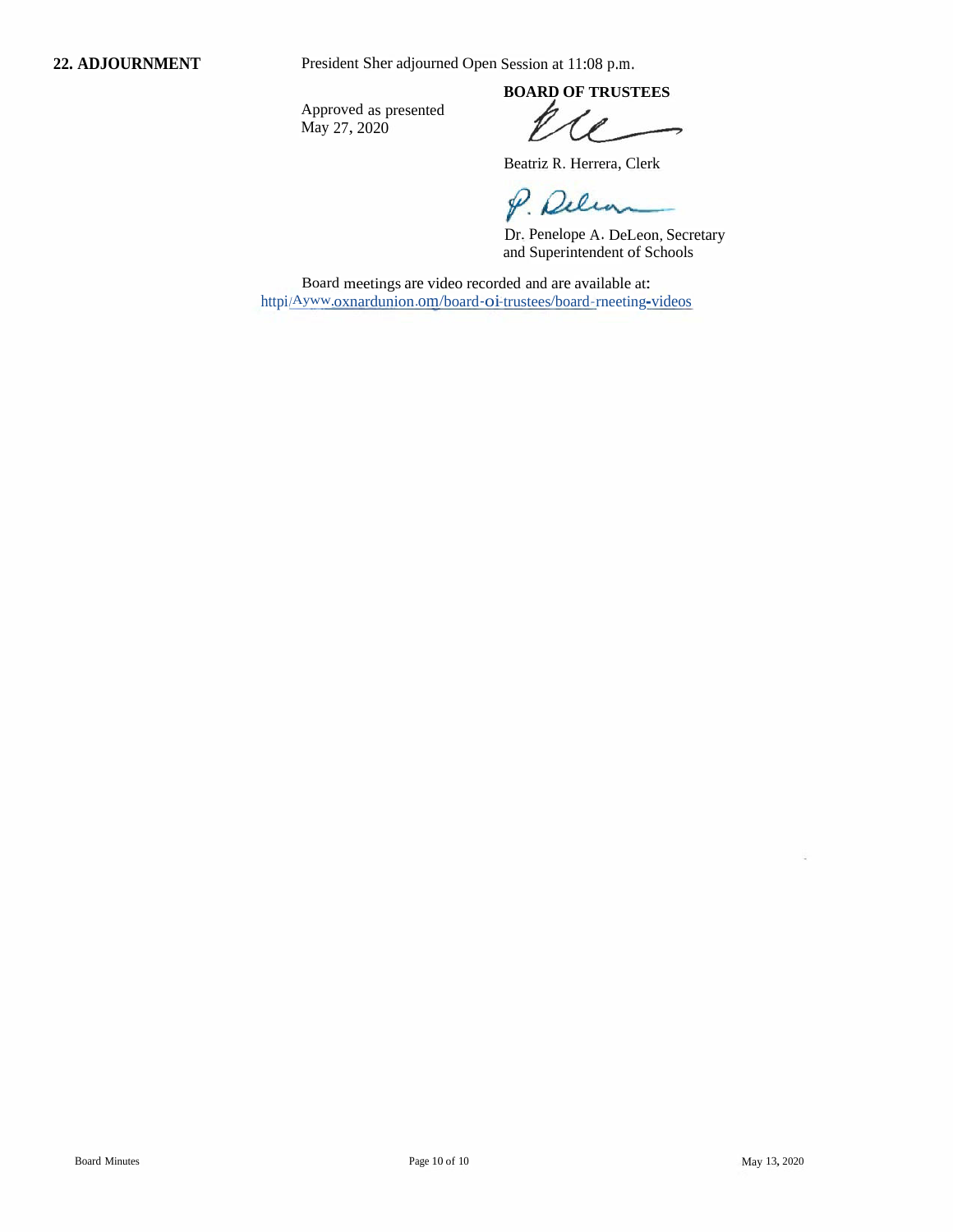**22. ADJOURNMENT** President Sher adjourned Open Session at 11:08 p.m.

Approved as presented
May 27, 2020

**BOARD OF TRUSTEES**

Beatriz R. Herrera, Clerk

Dr. Penelope A. DeLeon, Secretary
and Superintendent of Schools

Board meetings are video recorded and are available at:
httpi/Ayww.oxnardunion.om/board-oi-trustees/board-rneeting-videos